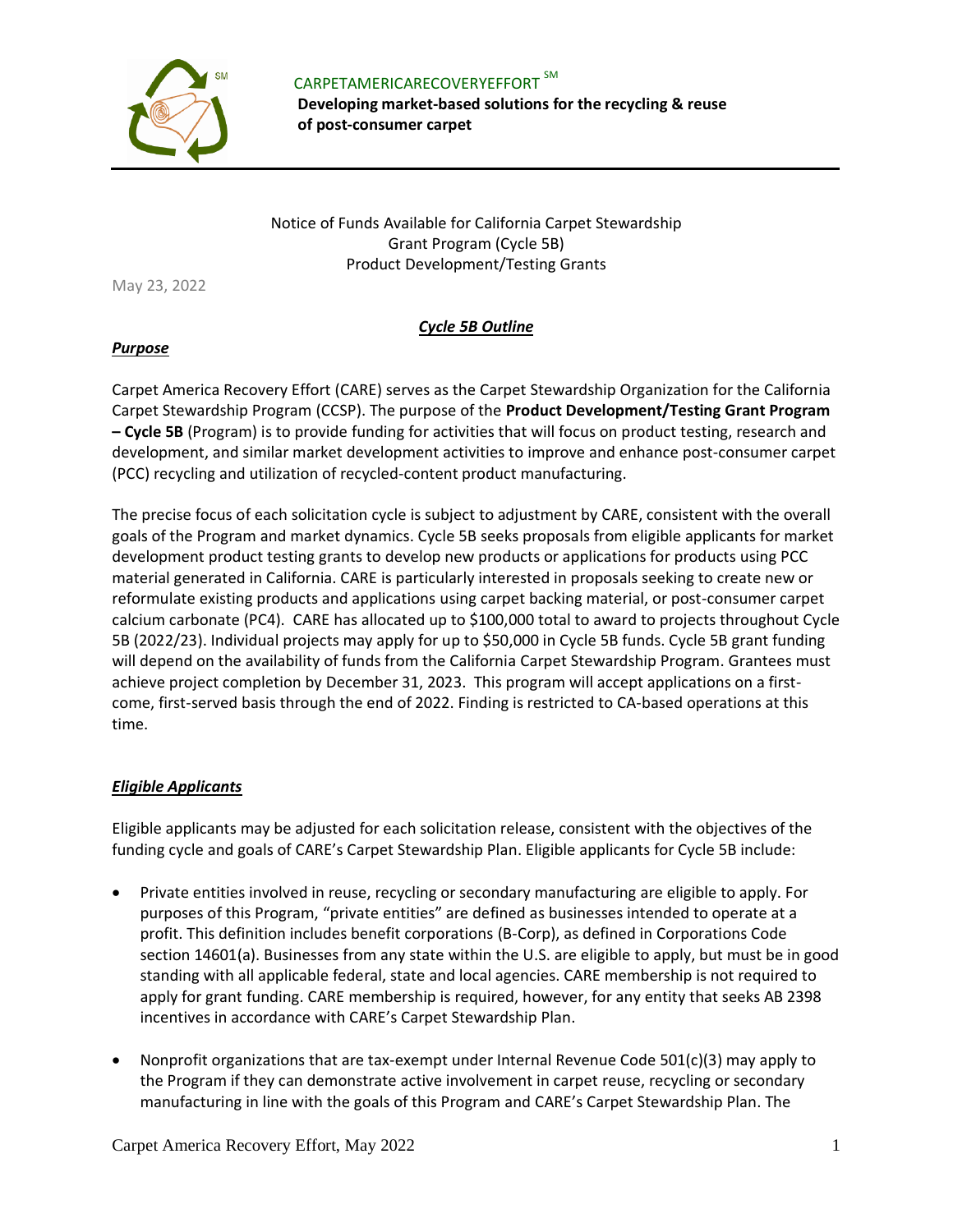CARPETAMERICARECOVERYEFFORT SM

**Developing market-based solutions for the recycling & reuse of post-consumer carpet**

Notice of Funds Available for California Carpet Stewardship Grant Program (Cycle 5B)
Product Development/Testing Grants

May 23, 2022

## ***Cycle 5B Outline***

### ***Purpose***

Carpet America Recovery Effort (CARE) serves as the Carpet Stewardship Organization for the California Carpet Stewardship Program (CCSP). The purpose of the **Product Development/Testing Grant Program – Cycle 5B** (Program) is to provide funding for activities that will focus on product testing, research and development, and similar market development activities to improve and enhance post-consumer carpet (PCC) recycling and utilization of recycled-content product manufacturing.

The precise focus of each solicitation cycle is subject to adjustment by CARE, consistent with the overall goals of the Program and market dynamics. Cycle 5B seeks proposals from eligible applicants for market development product testing grants to develop new products or applications for products using PCC material generated in California. CARE is particularly interested in proposals seeking to create new or reformulate existing products and applications using carpet backing material, or post-consumer carpet calcium carbonate (PC4). CARE has allocated up to $100,000 total to award to projects throughout Cycle 5B (2022/23). Individual projects may apply for up to $50,000 in Cycle 5B funds. Cycle 5B grant funding will depend on the availability of funds from the California Carpet Stewardship Program. Grantees must achieve project completion by December 31, 2023. This program will accept applications on a first-come, first-served basis through the end of 2022. Finding is restricted to CA-based operations at this time.

### ***Eligible Applicants***

Eligible applicants may be adjusted for each solicitation release, consistent with the objectives of the funding cycle and goals of CARE's Carpet Stewardship Plan. Eligible applicants for Cycle 5B include:

- Private entities involved in reuse, recycling or secondary manufacturing are eligible to apply. For purposes of this Program, "private entities" are defined as businesses intended to operate at a profit. This definition includes benefit corporations (B-Corp), as defined in Corporations Code section 14601(a). Businesses from any state within the U.S. are eligible to apply, but must be in good standing with all applicable federal, state and local agencies. CARE membership is not required to apply for grant funding. CARE membership is required, however, for any entity that seeks AB 2398 incentives in accordance with CARE's Carpet Stewardship Plan.
- Nonprofit organizations that are tax-exempt under Internal Revenue Code 501(c)(3) may apply to the Program if they can demonstrate active involvement in carpet reuse, recycling or secondary manufacturing in line with the goals of this Program and CARE's Carpet Stewardship Plan. The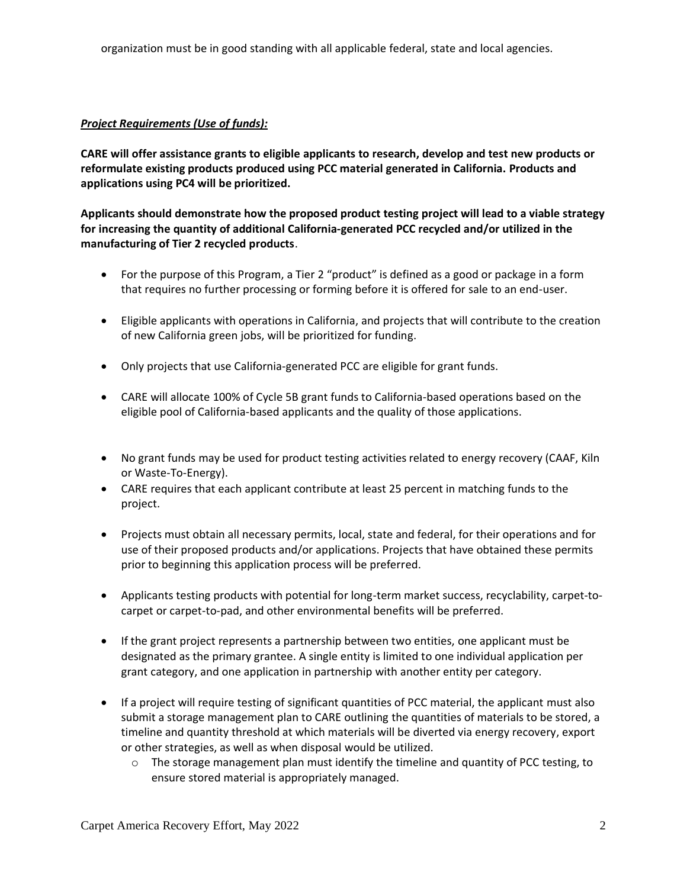organization must be in good standing with all applicable federal, state and local agencies.

***Project Requirements (Use of funds):***

**CARE will offer assistance grants to eligible applicants to research, develop and test new products or reformulate existing products produced using PCC material generated in California. Products and applications using PC4 will be prioritized.**

**Applicants should demonstrate how the proposed product testing project will lead to a viable strategy for increasing the quantity of additional California-generated PCC recycled and/or utilized in the manufacturing of Tier 2 recycled products**.

- For the purpose of this Program, a Tier 2 "product" is defined as a good or package in a form that requires no further processing or forming before it is offered for sale to an end-user.
- Eligible applicants with operations in California, and projects that will contribute to the creation of new California green jobs, will be prioritized for funding.
- Only projects that use California-generated PCC are eligible for grant funds.
- CARE will allocate 100% of Cycle 5B grant funds to California-based operations based on the eligible pool of California-based applicants and the quality of those applications.
- No grant funds may be used for product testing activities related to energy recovery (CAAF, Kiln or Waste-To-Energy).
- CARE requires that each applicant contribute at least 25 percent in matching funds to the project.
- Projects must obtain all necessary permits, local, state and federal, for their operations and for use of their proposed products and/or applications. Projects that have obtained these permits prior to beginning this application process will be preferred.
- Applicants testing products with potential for long-term market success, recyclability, carpet-to-carpet or carpet-to-pad, and other environmental benefits will be preferred.
- If the grant project represents a partnership between two entities, one applicant must be designated as the primary grantee. A single entity is limited to one individual application per grant category, and one application in partnership with another entity per category.
- If a project will require testing of significant quantities of PCC material, the applicant must also submit a storage management plan to CARE outlining the quantities of materials to be stored, a timeline and quantity threshold at which materials will be diverted via energy recovery, export or other strategies, as well as when disposal would be utilized.
    - The storage management plan must identify the timeline and quantity of PCC testing, to ensure stored material is appropriately managed.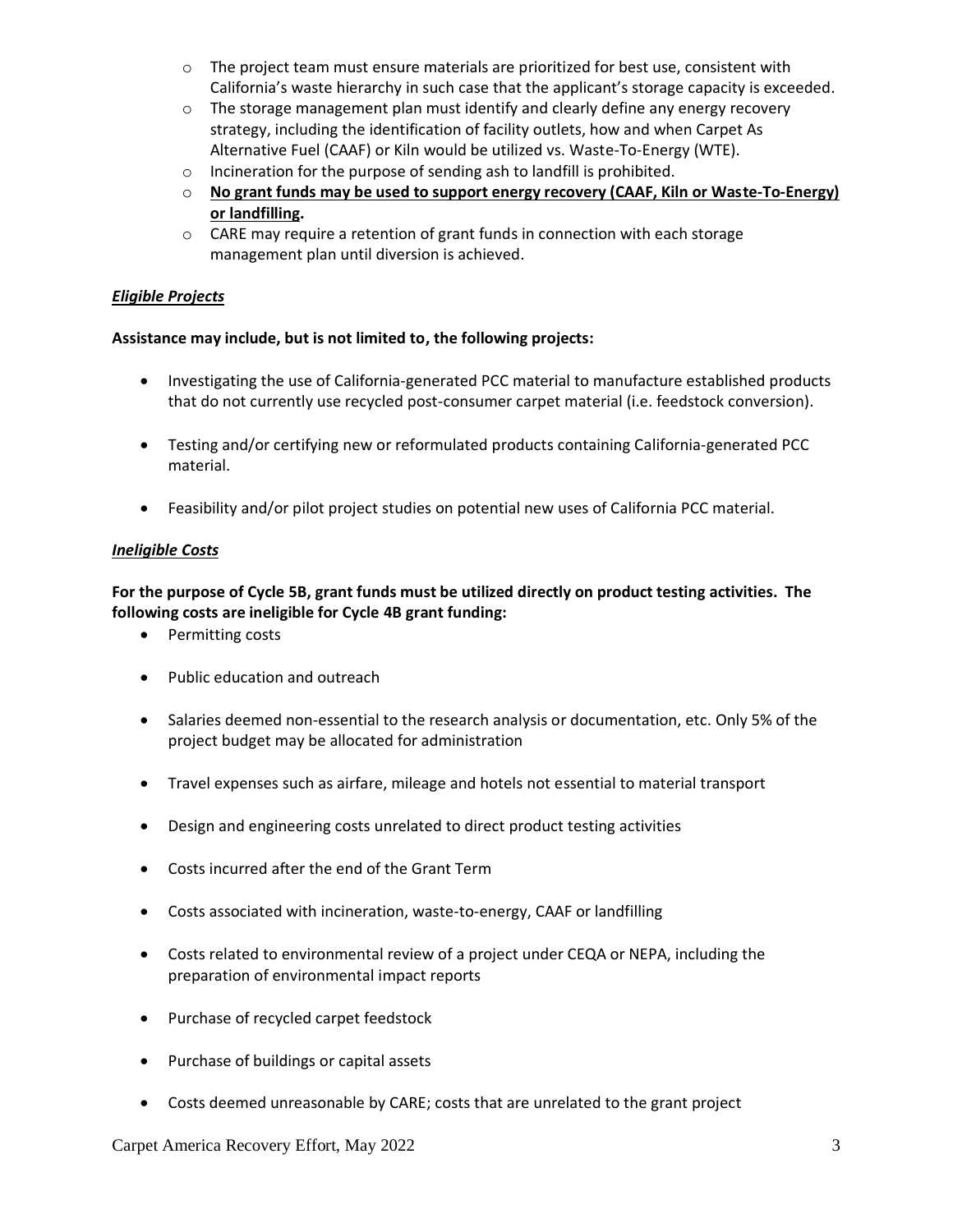- The project team must ensure materials are prioritized for best use, consistent with California's waste hierarchy in such case that the applicant's storage capacity is exceeded.
- The storage management plan must identify and clearly define any energy recovery strategy, including the identification of facility outlets, how and when Carpet As Alternative Fuel (CAAF) or Kiln would be utilized vs. Waste-To-Energy (WTE).
- Incineration for the purpose of sending ash to landfill is prohibited.
- <u>**No grant funds may be used to support energy recovery (CAAF, Kiln or Waste-To-Energy) or landfilling**</u>**.**
- CARE may require a retention of grant funds in connection with each storage management plan until diversion is achieved.

### <u>*Eligible Projects*</u>

**Assistance may include, but is not limited to, the following projects:**

- Investigating the use of California-generated PCC material to manufacture established products that do not currently use recycled post-consumer carpet material (i.e. feedstock conversion).
- Testing and/or certifying new or reformulated products containing California-generated PCC material.
- Feasibility and/or pilot project studies on potential new uses of California PCC material.

### <u>*Ineligible Costs*</u>

**For the purpose of Cycle 5B, grant funds must be utilized directly on product testing activities. The following costs are ineligible for Cycle 4B grant funding:**

- Permitting costs
- Public education and outreach
- Salaries deemed non-essential to the research analysis or documentation, etc. Only 5% of the project budget may be allocated for administration
- Travel expenses such as airfare, mileage and hotels not essential to material transport
- Design and engineering costs unrelated to direct product testing activities
- Costs incurred after the end of the Grant Term
- Costs associated with incineration, waste-to-energy, CAAF or landfilling
- Costs related to environmental review of a project under CEQA or NEPA, including the preparation of environmental impact reports
- Purchase of recycled carpet feedstock
- Purchase of buildings or capital assets
- Costs deemed unreasonable by CARE; costs that are unrelated to the grant project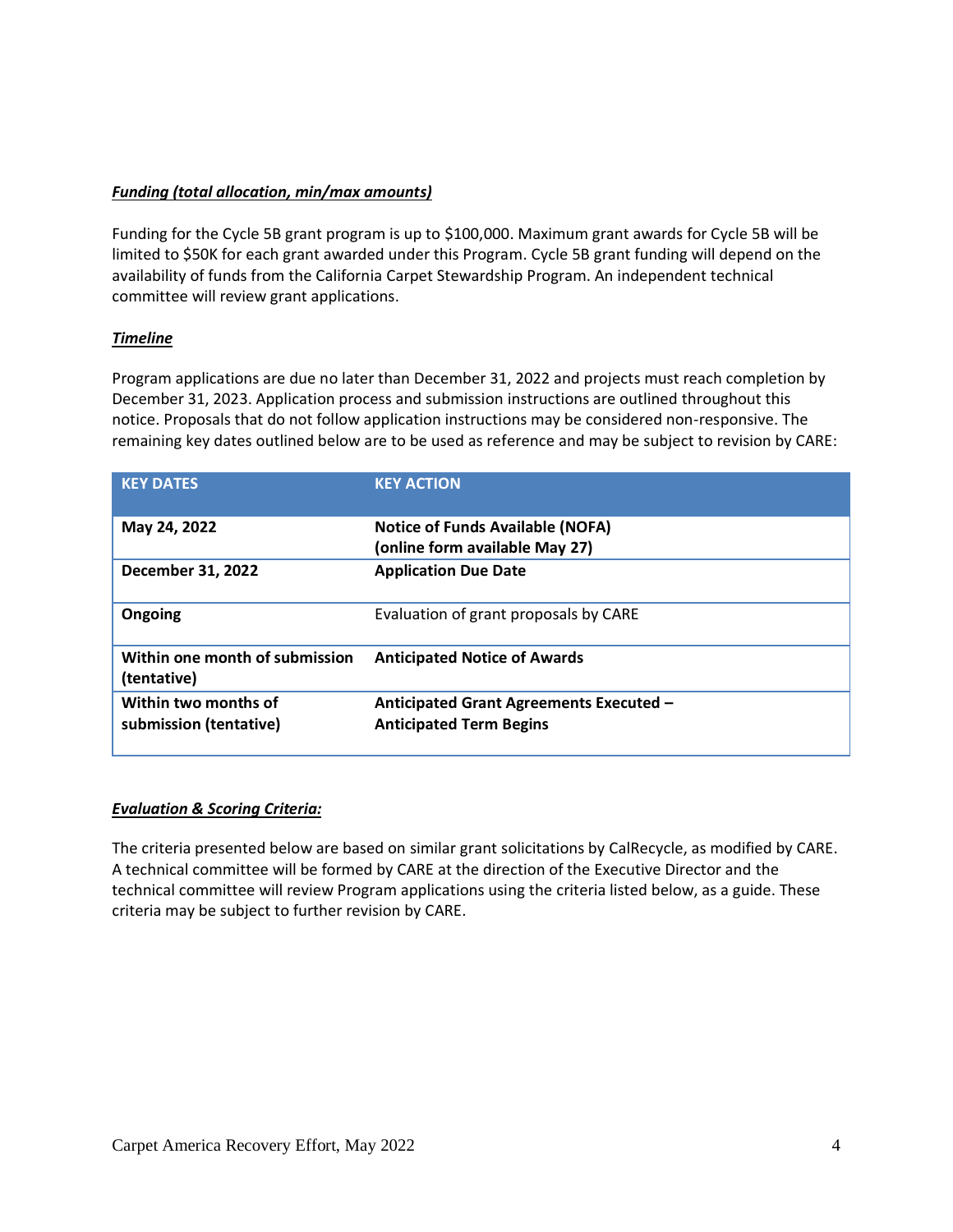***Funding (total allocation, min/max amounts)***

Funding for the Cycle 5B grant program is up to $100,000. Maximum grant awards for Cycle 5B will be limited to $50K for each grant awarded under this Program. Cycle 5B grant funding will depend on the availability of funds from the California Carpet Stewardship Program. An independent technical committee will review grant applications.

***Timeline***

Program applications are due no later than December 31, 2022 and projects must reach completion by December 31, 2023. Application process and submission instructions are outlined throughout this notice. Proposals that do not follow application instructions may be considered non-responsive. The remaining key dates outlined below are to be used as reference and may be subject to revision by CARE:

| KEY DATES | KEY ACTION |
| --- | --- |
| **May 24, 2022** | **Notice of Funds Available (NOFA) (online form available May 27)** |
| **December 31, 2022** | **Application Due Date** |
| **Ongoing** | Evaluation of grant proposals by CARE |
| **Within one month of submission (tentative)** | **Anticipated Notice of Awards** |
| **Within two months of submission (tentative)** | **Anticipated Grant Agreements Executed – Anticipated Term Begins** |

***Evaluation & Scoring Criteria:***

The criteria presented below are based on similar grant solicitations by CalRecycle, as modified by CARE. A technical committee will be formed by CARE at the direction of the Executive Director and the technical committee will review Program applications using the criteria listed below, as a guide. These criteria may be subject to further revision by CARE.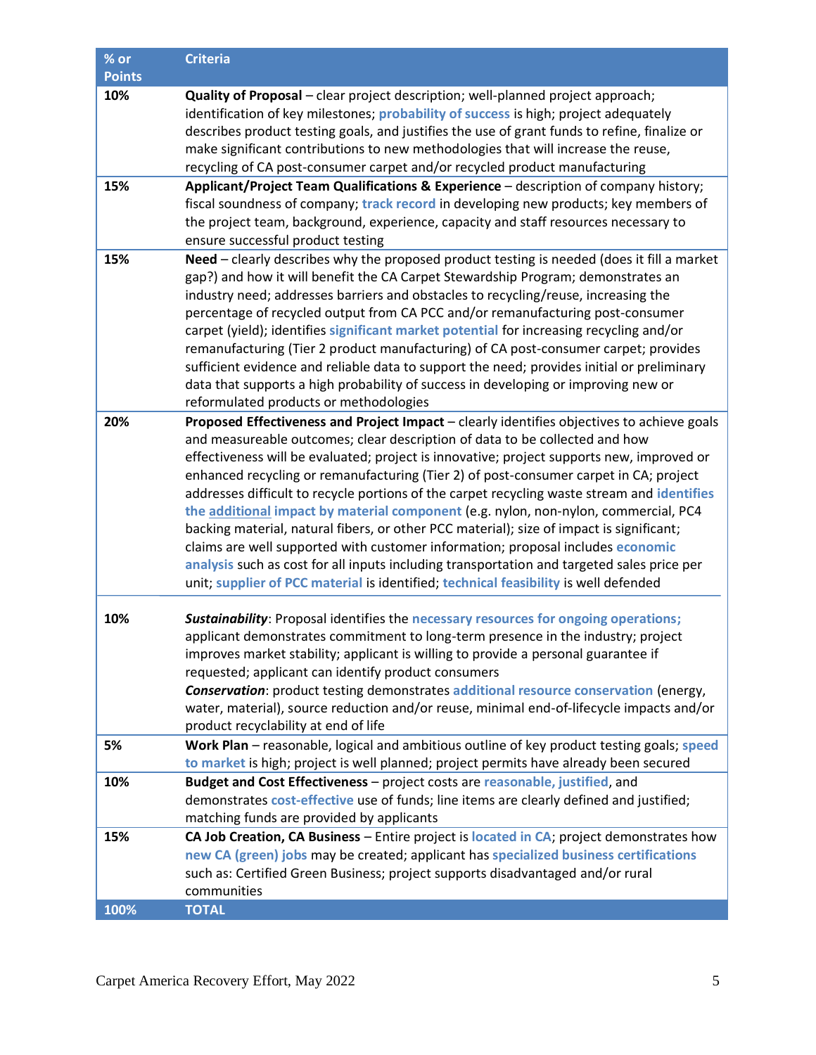| % or Points | Criteria |
|---|---|
| 10% | **Quality of Proposal** – clear project description; well-planned project approach; identification of key milestones; probability of success is high; project adequately describes product testing goals, and justifies the use of grant funds to refine, finalize or make significant contributions to new methodologies that will increase the reuse, recycling of CA post-consumer carpet and/or recycled product manufacturing |
| 15% | **Applicant/Project Team Qualifications & Experience** – description of company history; fiscal soundness of company; track record in developing new products; key members of the project team, background, experience, capacity and staff resources necessary to ensure successful product testing |
| 15% | **Need** – clearly describes why the proposed product testing is needed (does it fill a market gap?) and how it will benefit the CA Carpet Stewardship Program; demonstrates an industry need; addresses barriers and obstacles to recycling/reuse, increasing the percentage of recycled output from CA PCC and/or remanufacturing post-consumer carpet (yield); identifies significant market potential for increasing recycling and/or remanufacturing (Tier 2 product manufacturing) of CA post-consumer carpet; provides sufficient evidence and reliable data to support the need; provides initial or preliminary data that supports a high probability of success in developing or improving new or reformulated products or methodologies |
| 20% | **Proposed Effectiveness and Project Impact** – clearly identifies objectives to achieve goals and measureable outcomes; clear description of data to be collected and how effectiveness will be evaluated; project is innovative; project supports new, improved or enhanced recycling or remanufacturing (Tier 2) of post-consumer carpet in CA; project addresses difficult to recycle portions of the carpet recycling waste stream and identifies the additional impact by material component (e.g. nylon, non-nylon, commercial, PC4 backing material, natural fibers, or other PCC material); size of impact is significant; claims are well supported with customer information; proposal includes economic analysis such as cost for all inputs including transportation and targeted sales price per unit; supplier of PCC material is identified; technical feasibility is well defended |
| 10% | ***Sustainability***: Proposal identifies the necessary resources for ongoing operations; applicant demonstrates commitment to long-term presence in the industry; project improves market stability; applicant is willing to provide a personal guarantee if requested; applicant can identify product consumers<br>***Conservation***: product testing demonstrates additional resource conservation (energy, water, material), source reduction and/or reuse, minimal end-of-lifecycle impacts and/or product recyclability at end of life |
| 5% | **Work Plan** – reasonable, logical and ambitious outline of key product testing goals; speed to market is high; project is well planned; project permits have already been secured |
| 10% | **Budget and Cost Effectiveness** – project costs are reasonable, justified, and demonstrates cost-effective use of funds; line items are clearly defined and justified; matching funds are provided by applicants |
| 15% | **CA Job Creation, CA Business** – Entire project is located in CA; project demonstrates how new CA (green) jobs may be created; applicant has specialized business certifications such as: Certified Green Business; project supports disadvantaged and/or rural communities |
| **100%** | **TOTAL** |

Carpet America Recovery Effort, May 2022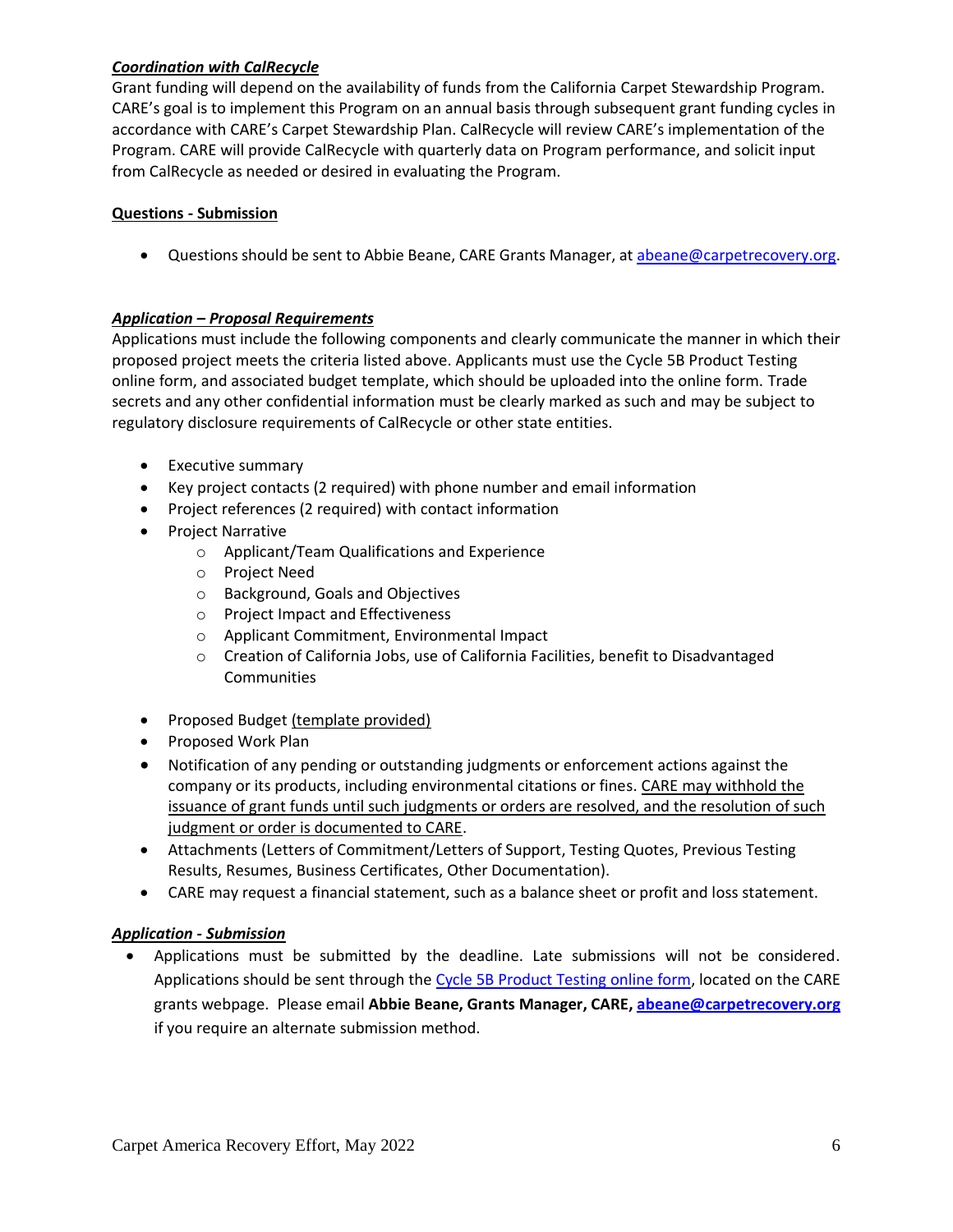### ***Coordination with CalRecycle***

Grant funding will depend on the availability of funds from the California Carpet Stewardship Program. CARE's goal is to implement this Program on an annual basis through subsequent grant funding cycles in accordance with CARE's Carpet Stewardship Plan. CalRecycle will review CARE's implementation of the Program. CARE will provide CalRecycle with quarterly data on Program performance, and solicit input from CalRecycle as needed or desired in evaluating the Program.

### **Questions - Submission**

- Questions should be sent to Abbie Beane, CARE Grants Manager, at [abeane@carpetrecovery.org](mailto:abeane@carpetrecovery.org).

### ***Application – Proposal Requirements***

Applications must include the following components and clearly communicate the manner in which their proposed project meets the criteria listed above. Applicants must use the Cycle 5B Product Testing online form, and associated budget template, which should be uploaded into the online form. Trade secrets and any other confidential information must be clearly marked as such and may be subject to regulatory disclosure requirements of CalRecycle or other state entities.

- Executive summary
- Key project contacts (2 required) with phone number and email information
- Project references (2 required) with contact information
- Project Narrative
  - Applicant/Team Qualifications and Experience
  - Project Need
  - Background, Goals and Objectives
  - Project Impact and Effectiveness
  - Applicant Commitment, Environmental Impact
  - Creation of California Jobs, use of California Facilities, benefit to Disadvantaged Communities
- Proposed Budget (template provided)
- Proposed Work Plan
- Notification of any pending or outstanding judgments or enforcement actions against the company or its products, including environmental citations or fines. CARE may withhold the issuance of grant funds until such judgments or orders are resolved, and the resolution of such judgment or order is documented to CARE.
- Attachments (Letters of Commitment/Letters of Support, Testing Quotes, Previous Testing Results, Resumes, Business Certificates, Other Documentation).
- CARE may request a financial statement, such as a balance sheet or profit and loss statement.

### ***Application - Submission***

- Applications must be submitted by the deadline. Late submissions will not be considered. Applications should be sent through the Cycle 5B Product Testing online form, located on the CARE grants webpage. Please email **Abbie Beane, Grants Manager, CARE, [abeane@carpetrecovery.org](mailto:abeane@carpetrecovery.org)** if you require an alternate submission method.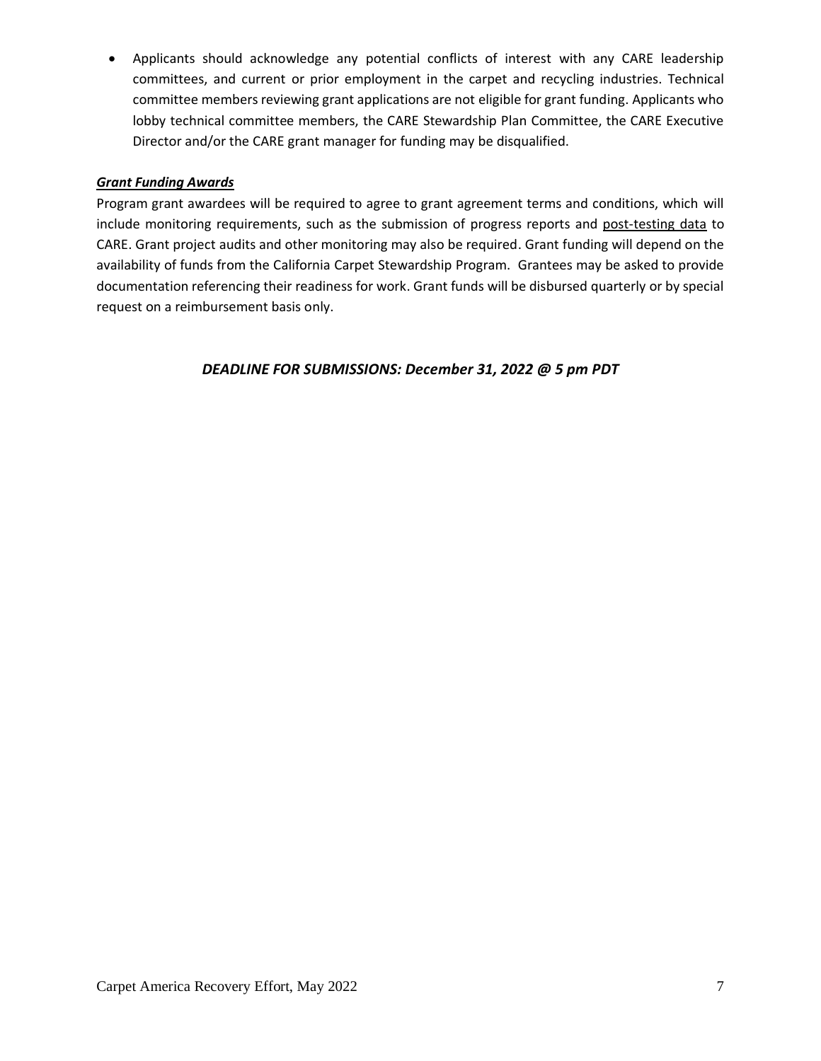- Applicants should acknowledge any potential conflicts of interest with any CARE leadership committees, and current or prior employment in the carpet and recycling industries. Technical committee members reviewing grant applications are not eligible for grant funding. Applicants who lobby technical committee members, the CARE Stewardship Plan Committee, the CARE Executive Director and/or the CARE grant manager for funding may be disqualified.

***Grant Funding Awards***

Program grant awardees will be required to agree to grant agreement terms and conditions, which will include monitoring requirements, such as the submission of progress reports and post-testing data to CARE. Grant project audits and other monitoring may also be required. Grant funding will depend on the availability of funds from the California Carpet Stewardship Program. Grantees may be asked to provide documentation referencing their readiness for work. Grant funds will be disbursed quarterly or by special request on a reimbursement basis only.

***DEADLINE FOR SUBMISSIONS: December 31, 2022 @ 5 pm PDT***